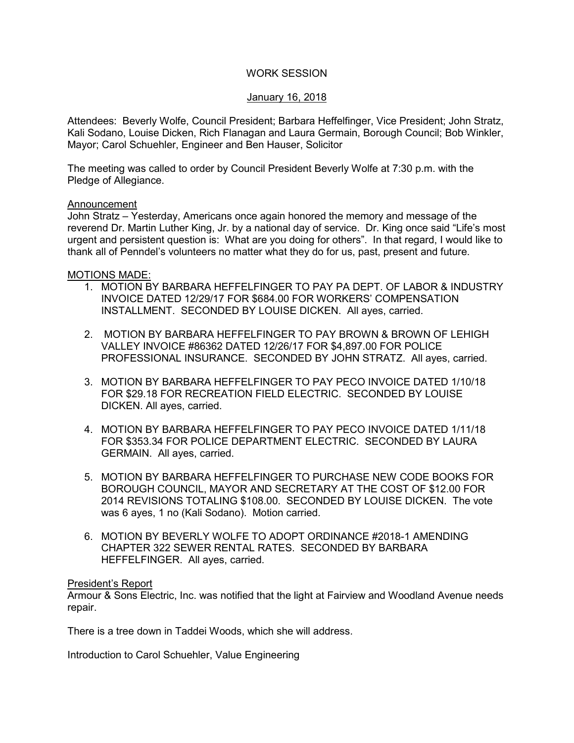# WORK SESSION

## January 16, 2018

Attendees: Beverly Wolfe, Council President; Barbara Heffelfinger, Vice President; John Stratz, Kali Sodano, Louise Dicken, Rich Flanagan and Laura Germain, Borough Council; Bob Winkler, Mayor; Carol Schuehler, Engineer and Ben Hauser, Solicitor

The meeting was called to order by Council President Beverly Wolfe at 7:30 p.m. with the Pledge of Allegiance.

Announcement

John Stratz – Yesterday, Americans once again honored the memory and message of the reverend Dr. Martin Luther King, Jr. by a national day of service. Dr. King once said "Life's most urgent and persistent question is: What are you doing for others". In that regard, I would like to thank all of Penndel's volunteers no matter what they do for us, past, present and future.

MOTIONS MADE:

1. MOTION BY BARBARA HEFFELFINGER TO PAY PA DEPT. OF LABOR & INDUSTRY INVOICE DATED 12/29/17 FOR $684.00 FOR WORKERS' COMPENSATION INSTALLMENT. SECONDED BY LOUISE DICKEN. All ayes, carried.

2. MOTION BY BARBARA HEFFELFINGER TO PAY BROWN & BROWN OF LEHIGH VALLEY INVOICE #86362 DATED 12/26/17 FOR $4,897.00 FOR POLICE PROFESSIONAL INSURANCE. SECONDED BY JOHN STRATZ. All ayes, carried.

3. MOTION BY BARBARA HEFFELFINGER TO PAY PECO INVOICE DATED 1/10/18 FOR $29.18 FOR RECREATION FIELD ELECTRIC. SECONDED BY LOUISE DICKEN. All ayes, carried.

4. MOTION BY BARBARA HEFFELFINGER TO PAY PECO INVOICE DATED 1/11/18 FOR $353.34 FOR POLICE DEPARTMENT ELECTRIC. SECONDED BY LAURA GERMAIN. All ayes, carried.

5. MOTION BY BARBARA HEFFELFINGER TO PURCHASE NEW CODE BOOKS FOR BOROUGH COUNCIL, MAYOR AND SECRETARY AT THE COST OF $12.00 FOR 2014 REVISIONS TOTALING $108.00. SECONDED BY LOUISE DICKEN. The vote was 6 ayes, 1 no (Kali Sodano). Motion carried.

6. MOTION BY BEVERLY WOLFE TO ADOPT ORDINANCE #2018-1 AMENDING CHAPTER 322 SEWER RENTAL RATES. SECONDED BY BARBARA HEFFELFINGER. All ayes, carried.

President's Report

Armour & Sons Electric, Inc. was notified that the light at Fairview and Woodland Avenue needs repair.

There is a tree down in Taddei Woods, which she will address.

Introduction to Carol Schuehler, Value Engineering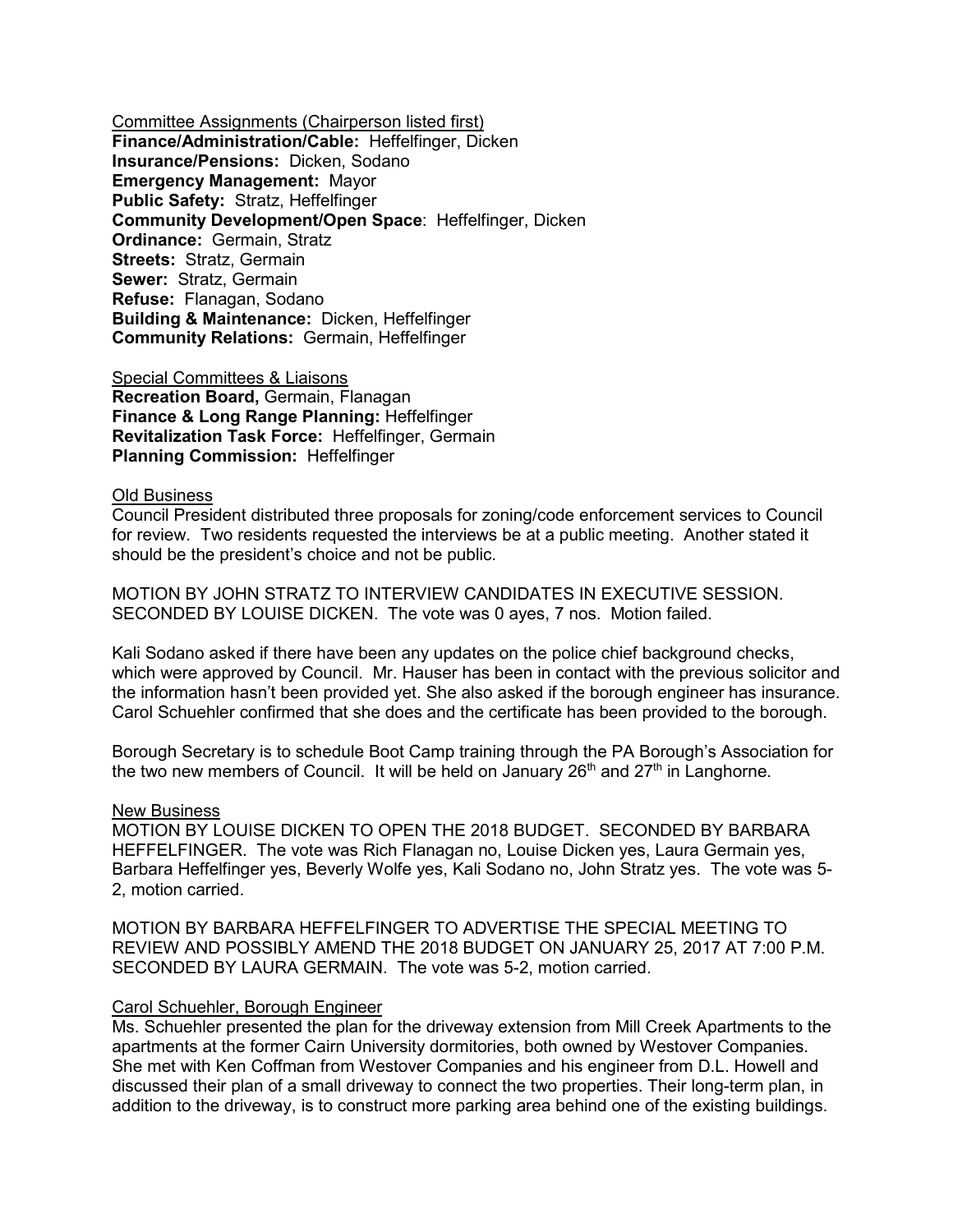Committee Assignments (Chairperson listed first)

**Finance/Administration/Cable:** Heffelfinger, Dicken
**Insurance/Pensions:** Dicken, Sodano
**Emergency Management:** Mayor
**Public Safety:** Stratz, Heffelfinger
**Community Development/Open Space**: Heffelfinger, Dicken
**Ordinance:** Germain, Stratz
**Streets:** Stratz, Germain
**Sewer:** Stratz, Germain
**Refuse:** Flanagan, Sodano
**Building & Maintenance:** Dicken, Heffelfinger
**Community Relations:** Germain, Heffelfinger

Special Committees & Liaisons

**Recreation Board,** Germain, Flanagan
**Finance & Long Range Planning:** Heffelfinger
**Revitalization Task Force:** Heffelfinger, Germain
**Planning Commission:** Heffelfinger

Old Business

Council President distributed three proposals for zoning/code enforcement services to Council for review. Two residents requested the interviews be at a public meeting. Another stated it should be the president's choice and not be public.

MOTION BY JOHN STRATZ TO INTERVIEW CANDIDATES IN EXECUTIVE SESSION. SECONDED BY LOUISE DICKEN. The vote was 0 ayes, 7 nos. Motion failed.

Kali Sodano asked if there have been any updates on the police chief background checks, which were approved by Council. Mr. Hauser has been in contact with the previous solicitor and the information hasn't been provided yet. She also asked if the borough engineer has insurance. Carol Schuehler confirmed that she does and the certificate has been provided to the borough.

Borough Secretary is to schedule Boot Camp training through the PA Borough's Association for the two new members of Council. It will be held on January 26th and 27th in Langhorne.

New Business

MOTION BY LOUISE DICKEN TO OPEN THE 2018 BUDGET. SECONDED BY BARBARA HEFFELFINGER. The vote was Rich Flanagan no, Louise Dicken yes, Laura Germain yes, Barbara Heffelfinger yes, Beverly Wolfe yes, Kali Sodano no, John Stratz yes. The vote was 5-2, motion carried.

MOTION BY BARBARA HEFFELFINGER TO ADVERTISE THE SPECIAL MEETING TO REVIEW AND POSSIBLY AMEND THE 2018 BUDGET ON JANUARY 25, 2017 AT 7:00 P.M. SECONDED BY LAURA GERMAIN. The vote was 5-2, motion carried.

Carol Schuehler, Borough Engineer

Ms. Schuehler presented the plan for the driveway extension from Mill Creek Apartments to the apartments at the former Cairn University dormitories, both owned by Westover Companies. She met with Ken Coffman from Westover Companies and his engineer from D.L. Howell and discussed their plan of a small driveway to connect the two properties. Their long-term plan, in addition to the driveway, is to construct more parking area behind one of the existing buildings.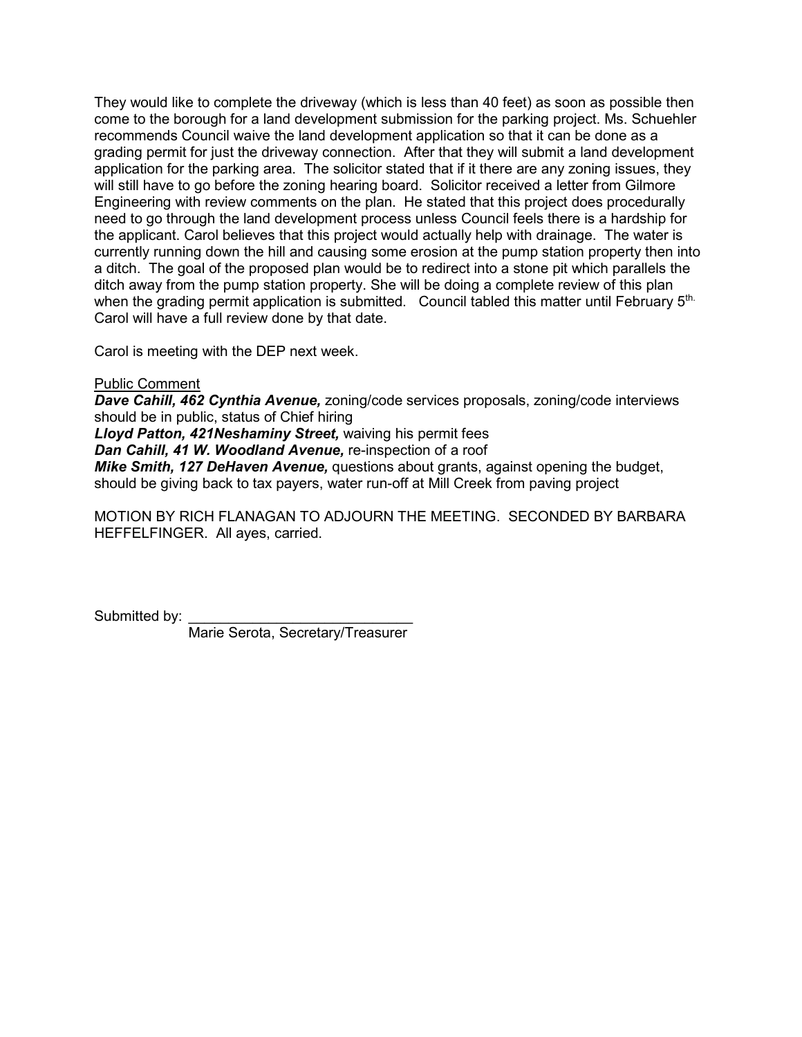They would like to complete the driveway (which is less than 40 feet) as soon as possible then come to the borough for a land development submission for the parking project. Ms. Schuehler recommends Council waive the land development application so that it can be done as a grading permit for just the driveway connection. After that they will submit a land development application for the parking area. The solicitor stated that if it there are any zoning issues, they will still have to go before the zoning hearing board. Solicitor received a letter from Gilmore Engineering with review comments on the plan. He stated that this project does procedurally need to go through the land development process unless Council feels there is a hardship for the applicant. Carol believes that this project would actually help with drainage. The water is currently running down the hill and causing some erosion at the pump station property then into a ditch. The goal of the proposed plan would be to redirect into a stone pit which parallels the ditch away from the pump station property. She will be doing a complete review of this plan when the grading permit application is submitted. Council tabled this matter until February 5th. Carol will have a full review done by that date.

Carol is meeting with the DEP next week.

Public Comment

***Dave Cahill, 462 Cynthia Avenue,*** zoning/code services proposals, zoning/code interviews should be in public, status of Chief hiring
***Lloyd Patton, 421Neshaminy Street,*** waiving his permit fees
***Dan Cahill, 41 W. Woodland Avenue,*** re-inspection of a roof
***Mike Smith, 127 DeHaven Avenue,*** questions about grants, against opening the budget, should be giving back to tax payers, water run-off at Mill Creek from paving project

MOTION BY RICH FLANAGAN TO ADJOURN THE MEETING. SECONDED BY BARBARA HEFFELFINGER. All ayes, carried.

Submitted by: ____________________________
Marie Serota, Secretary/Treasurer